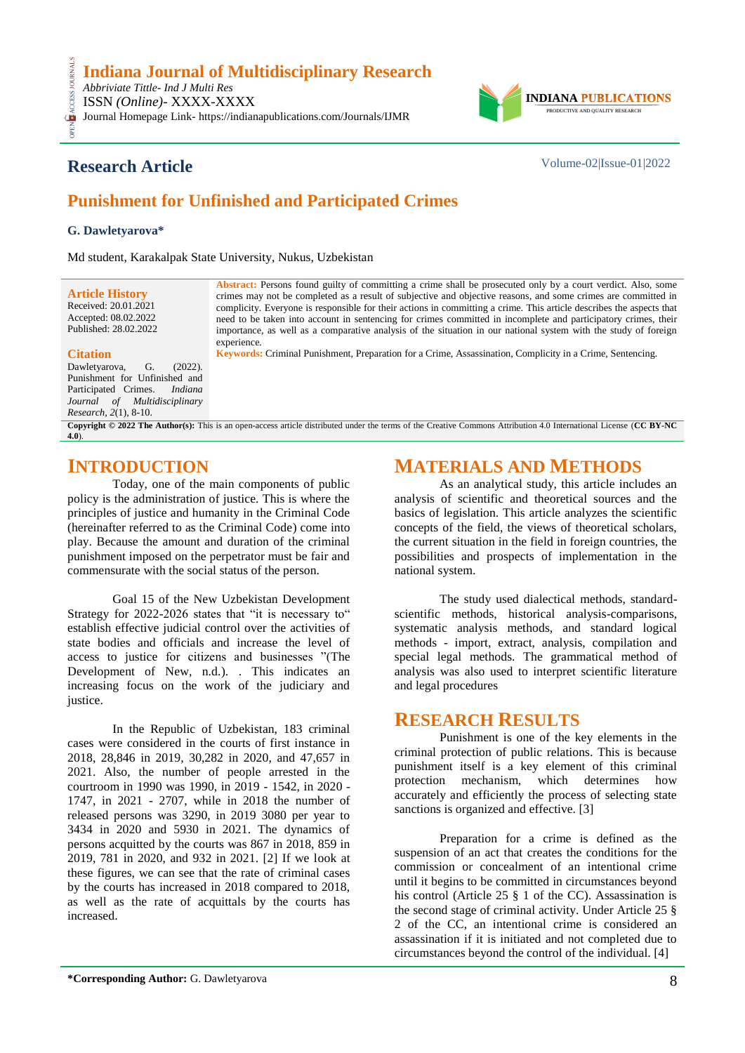# Indiana Journal of Multidisciplinary Research

*Abbriviate Tittle- Ind J Multi Res*
ISSN *(Online)*- XXXX-XXXX
Journal Homepage Link- https://indianapublications.com/Journals/IJMR

**Research Article**

Volume-02|Issue-01|2022

## Punishment for Unfinished and Participated Crimes

**G. Dawletyarova***

Md student, Karakalpak State University, Nukus, Uzbekistan

**Article History**
Received: 20.01.2021
Accepted: 08.02.2022
Published: 28.02.2022

**Citation**
Dawletyarova, G. (2022). Punishment for Unfinished and Participated Crimes. *Indiana Journal of Multidisciplinary Research, 2*(1), 8-10.

**Abstract:** Persons found guilty of committing a crime shall be prosecuted only by a court verdict. Also, some crimes may not be completed as a result of subjective and objective reasons, and some crimes are committed in complicity. Everyone is responsible for their actions in committing a crime. This article describes the aspects that need to be taken into account in sentencing for crimes committed in incomplete and participatory crimes, their importance, as well as a comparative analysis of the situation in our national system with the study of foreign experience.

**Keywords:** Criminal Punishment, Preparation for a Crime, Assassination, Complicity in a Crime, Sentencing.

**Copyright © 2022 The Author(s):** This is an open-access article distributed under the terms of the Creative Commons Attribution 4.0 International License (**CC BY-NC 4.0**).

## INTRODUCTION

Today, one of the main components of public policy is the administration of justice. This is where the principles of justice and humanity in the Criminal Code (hereinafter referred to as the Criminal Code) come into play. Because the amount and duration of the criminal punishment imposed on the perpetrator must be fair and commensurate with the social status of the person.

Goal 15 of the New Uzbekistan Development Strategy for 2022-2026 states that "it is necessary to" establish effective judicial control over the activities of state bodies and officials and increase the level of access to justice for citizens and businesses "(The Development of New, n.d.). . This indicates an increasing focus on the work of the judiciary and justice.

In the Republic of Uzbekistan, 183 criminal cases were considered in the courts of first instance in 2018, 28,846 in 2019, 30,282 in 2020, and 47,657 in 2021. Also, the number of people arrested in the courtroom in 1990 was 1990, in 2019 - 1542, in 2020 - 1747, in 2021 - 2707, while in 2018 the number of released persons was 3290, in 2019 3080 per year to 3434 in 2020 and 5930 in 2021. The dynamics of persons acquitted by the courts was 867 in 2018, 859 in 2019, 781 in 2020, and 932 in 2021. [2] If we look at these figures, we can see that the rate of criminal cases by the courts has increased in 2018 compared to 2018, as well as the rate of acquittals by the courts has increased.

## MATERIALS AND METHODS

As an analytical study, this article includes an analysis of scientific and theoretical sources and the basics of legislation. This article analyzes the scientific concepts of the field, the views of theoretical scholars, the current situation in the field in foreign countries, the possibilities and prospects of implementation in the national system.

The study used dialectical methods, standard-scientific methods, historical analysis-comparisons, systematic analysis methods, and standard logical methods - import, extract, analysis, compilation and special legal methods. The grammatical method of analysis was also used to interpret scientific literature and legal procedures

## RESEARCH RESULTS

Punishment is one of the key elements in the criminal protection of public relations. This is because punishment itself is a key element of this criminal protection mechanism, which determines how accurately and efficiently the process of selecting state sanctions is organized and effective. [3]

Preparation for a crime is defined as the suspension of an act that creates the conditions for the commission or concealment of an intentional crime until it begins to be committed in circumstances beyond his control (Article 25 § 1 of the CC). Assassination is the second stage of criminal activity. Under Article 25 § 2 of the CC, an intentional crime is considered an assassination if it is initiated and not completed due to circumstances beyond the control of the individual. [4]

**\*Corresponding Author:** G. Dawletyarova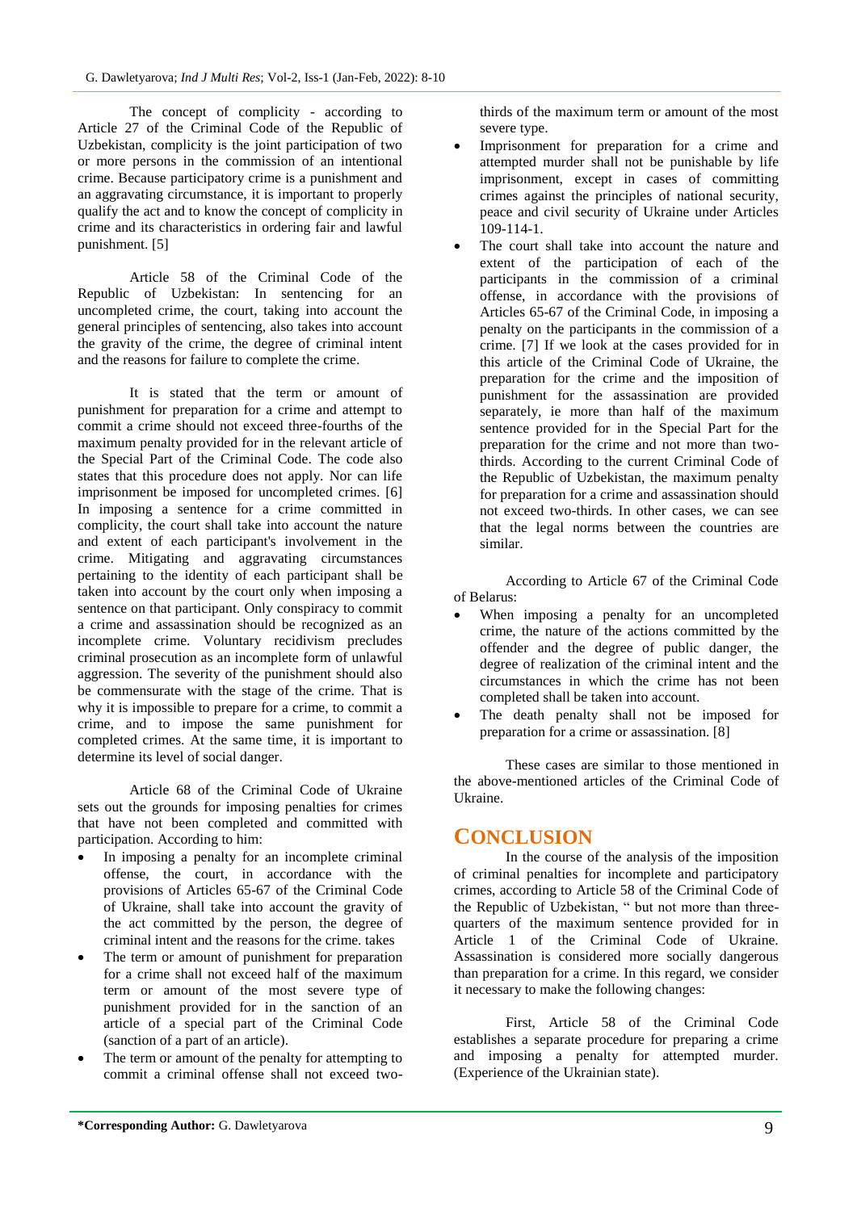The concept of complicity - according to Article 27 of the Criminal Code of the Republic of Uzbekistan, complicity is the joint participation of two or more persons in the commission of an intentional crime. Because participatory crime is a punishment and an aggravating circumstance, it is important to properly qualify the act and to know the concept of complicity in crime and its characteristics in ordering fair and lawful punishment. [5]

Article 58 of the Criminal Code of the Republic of Uzbekistan: In sentencing for an uncompleted crime, the court, taking into account the general principles of sentencing, also takes into account the gravity of the crime, the degree of criminal intent and the reasons for failure to complete the crime.

It is stated that the term or amount of punishment for preparation for a crime and attempt to commit a crime should not exceed three-fourths of the maximum penalty provided for in the relevant article of the Special Part of the Criminal Code. The code also states that this procedure does not apply. Nor can life imprisonment be imposed for uncompleted crimes. [6] In imposing a sentence for a crime committed in complicity, the court shall take into account the nature and extent of each participant's involvement in the crime. Mitigating and aggravating circumstances pertaining to the identity of each participant shall be taken into account by the court only when imposing a sentence on that participant. Only conspiracy to commit a crime and assassination should be recognized as an incomplete crime. Voluntary recidivism precludes criminal prosecution as an incomplete form of unlawful aggression. The severity of the punishment should also be commensurate with the stage of the crime. That is why it is impossible to prepare for a crime, to commit a crime, and to impose the same punishment for completed crimes. At the same time, it is important to determine its level of social danger.

Article 68 of the Criminal Code of Ukraine sets out the grounds for imposing penalties for crimes that have not been completed and committed with participation. According to him:

- In imposing a penalty for an incomplete criminal offense, the court, in accordance with the provisions of Articles 65-67 of the Criminal Code of Ukraine, shall take into account the gravity of the act committed by the person, the degree of criminal intent and the reasons for the crime. takes
- The term or amount of punishment for preparation for a crime shall not exceed half of the maximum term or amount of the most severe type of punishment provided for in the sanction of an article of a special part of the Criminal Code (sanction of a part of an article).
- The term or amount of the penalty for attempting to commit a criminal offense shall not exceed two-thirds of the maximum term or amount of the most severe type.
- Imprisonment for preparation for a crime and attempted murder shall not be punishable by life imprisonment, except in cases of committing crimes against the principles of national security, peace and civil security of Ukraine under Articles 109-114-1.
- The court shall take into account the nature and extent of the participation of each of the participants in the commission of a criminal offense, in accordance with the provisions of Articles 65-67 of the Criminal Code, in imposing a penalty on the participants in the commission of a crime. [7] If we look at the cases provided for in this article of the Criminal Code of Ukraine, the preparation for the crime and the imposition of punishment for the assassination are provided separately, ie more than half of the maximum sentence provided for in the Special Part for the preparation for the crime and not more than two-thirds. According to the current Criminal Code of the Republic of Uzbekistan, the maximum penalty for preparation for a crime and assassination should not exceed two-thirds. In other cases, we can see that the legal norms between the countries are similar.

According to Article 67 of the Criminal Code of Belarus:

- When imposing a penalty for an uncompleted crime, the nature of the actions committed by the offender and the degree of public danger, the degree of realization of the criminal intent and the circumstances in which the crime has not been completed shall be taken into account.
- The death penalty shall not be imposed for preparation for a crime or assassination. [8]

These cases are similar to those mentioned in the above-mentioned articles of the Criminal Code of Ukraine.

## CONCLUSION

In the course of the analysis of the imposition of criminal penalties for incomplete and participatory crimes, according to Article 58 of the Criminal Code of the Republic of Uzbekistan, " but not more than three-quarters of the maximum sentence provided for in Article 1 of the Criminal Code of Ukraine. Assassination is considered more socially dangerous than preparation for a crime. In this regard, we consider it necessary to make the following changes:

First, Article 58 of the Criminal Code establishes a separate procedure for preparing a crime and imposing a penalty for attempted murder. (Experience of the Ukrainian state).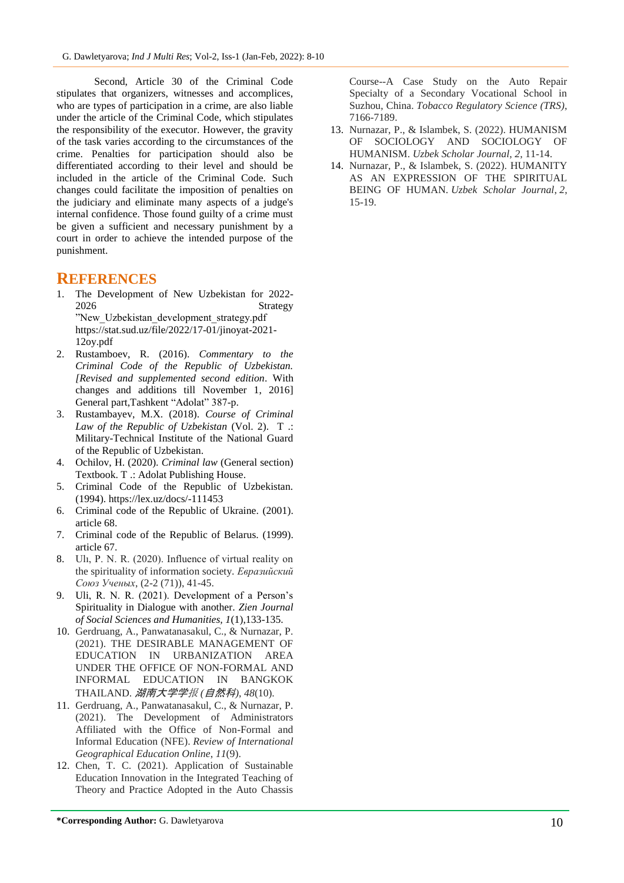Second, Article 30 of the Criminal Code stipulates that organizers, witnesses and accomplices, who are types of participation in a crime, are also liable under the article of the Criminal Code, which stipulates the responsibility of the executor. However, the gravity of the task varies according to the circumstances of the crime. Penalties for participation should also be differentiated according to their level and should be included in the article of the Criminal Code. Such changes could facilitate the imposition of penalties on the judiciary and eliminate many aspects of a judge's internal confidence. Those found guilty of a crime must be given a sufficient and necessary punishment by a court in order to achieve the intended purpose of the punishment.

## REFERENCES

1. The Development of New Uzbekistan for 2022-2026 Strategy "New_Uzbekistan_development_strategy.pdf https://stat.sud.uz/file/2022/17-01/jinoyat-2021-12oy.pdf
2. Rustamboev, R. (2016). *Commentary to the Criminal Code of the Republic of Uzbekistan. [Revised and supplemented second edition*. With changes and additions till November 1, 2016] General part,Tashkent "Adolat" 387-p.
3. Rustambayev, M.X. (2018). *Course of Criminal Law of the Republic of Uzbekistan* (Vol. 2). T .: Military-Technical Institute of the National Guard of the Republic of Uzbekistan.
4. Ochilov, H. (2020). *Criminal law* (General section) Textbook. T .: Adolat Publishing House.
5. Criminal Code of the Republic of Uzbekistan. (1994). https://lex.uz/docs/-111453
6. Criminal code of the Republic of Ukraine. (2001). article 68.
7. Criminal code of the Republic of Belarus. (1999). article 67.
8. Uli, P. N. R. (2020). Influence of virtual reality on the spirituality of information society. *Евразийский Союз Ученых*, (2-2 (71)), 41-45.
9. Uli, R. N. R. (2021). Development of a Person's Spirituality in Dialogue with another. *Zien Journal of Social Sciences and Humanities*, *1*(1),133-135.
10. Gerdruang, A., Panwatanasakul, C., & Nurnazar, P. (2021). THE DESIRABLE MANAGEMENT OF EDUCATION IN URBANIZATION AREA UNDER THE OFFICE OF NON-FORMAL AND INFORMAL EDUCATION IN BANGKOK THAILAND. *湖南大学学报 (自然科)*, *48*(10).
11. Gerdruang, A., Panwatanasakul, C., & Nurnazar, P. (2021). The Development of Administrators Affiliated with the Office of Non-Formal and Informal Education (NFE). *Review of International Geographical Education Online*, *11*(9).
12. Chen, T. C. (2021). Application of Sustainable Education Innovation in the Integrated Teaching of Theory and Practice Adopted in the Auto Chassis Course--A Case Study on the Auto Repair Specialty of a Secondary Vocational School in Suzhou, China. *Tobacco Regulatory Science (TRS)*, 7166-7189.
13. Nurnazar, P., & Islambek, S. (2022). HUMANISM OF SOCIOLOGY AND SOCIOLOGY OF HUMANISM. *Uzbek Scholar Journal*, *2*, 11-14.
14. Nurnazar, P., & Islambek, S. (2022). HUMANITY AS AN EXPRESSION OF THE SPIRITUAL BEING OF HUMAN. *Uzbek Scholar Journal*, *2*, 15-19.

**\*Corresponding Author:** G. Dawletyarova